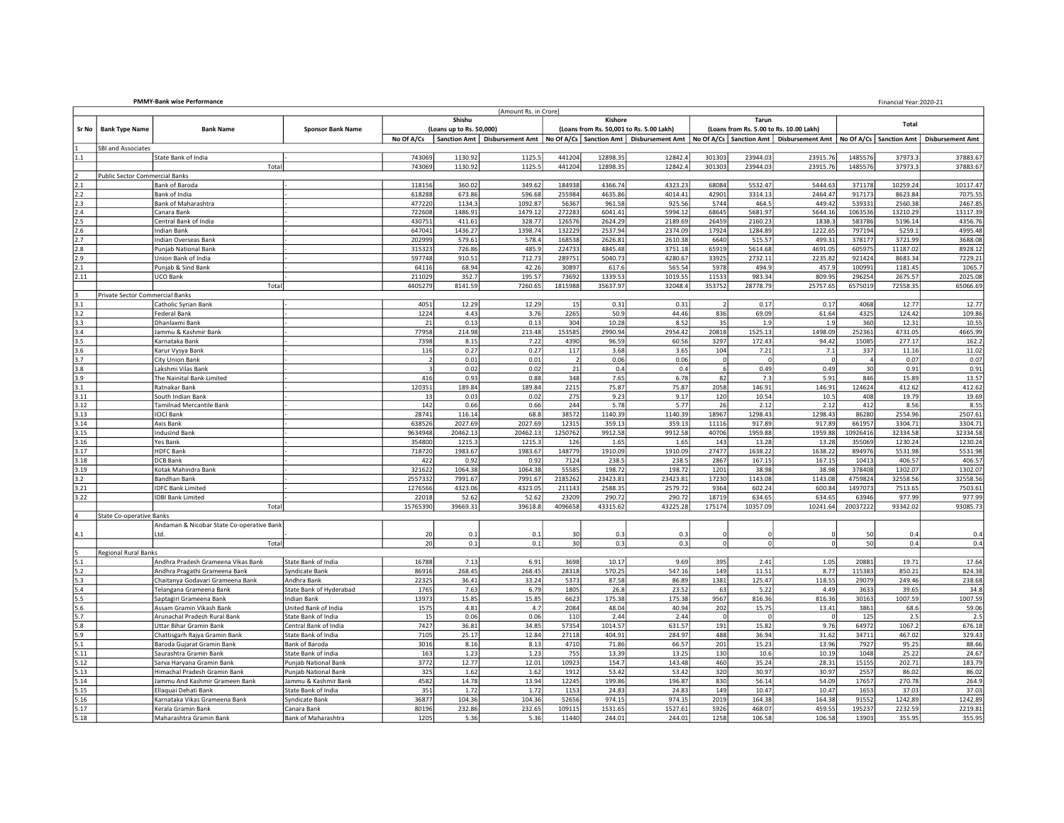**PMMY-Bank wise Performance**

Financial Year:2020-21

[Amount Rs. in Crore]

| Sr No | Bank Type Name | Bank Name | Sponsor Bank Name | Shishu (Loans up to Rs. 50,000) | | | Kishore (Loans from Rs. 50,001 to Rs. 5.00 Lakh) | | | Tarun (Loans from Rs. 5.00 to Rs. 10.00 Lakh) | | | Total | | |
|---|---|---|---|---|---|---|---|---|---|---|---|---|---|---|---|
| | | | | No Of A/Cs | Sanction Amt | Disbursement Amt | No Of A/Cs | Sanction Amt | Disbursement Amt | No Of A/Cs | Sanction Amt | Disbursement Amt | No Of A/Cs | Sanction Amt | Disbursement Amt |
| 1 | SBI and Associates | | | | | | | | | | | | | | |
| 1.1 | | State Bank of India | - | 743069 | 1130.92 | 1125.5 | 441204 | 12898.35 | 12842.4 | 301303 | 23944.03 | 23915.76 | 1485576 | 37973.3 | 37883.67 |
| | | Total | | 743069 | 1130.92 | 1125.5 | 441204 | 12898.35 | 12842.4 | 301303 | 23944.03 | 23915.76 | 1485576 | 37973.3 | 37883.67 |
| 2 | Public Sector Commercial Banks | | | | | | | | | | | | | | |
| 2.1 | | Bank of Baroda | - | 118156 | 360.02 | 349.62 | 184938 | 4366.74 | 4323.23 | 68084 | 5532.47 | 5444.63 | 371178 | 10259.24 | 10117.47 |
| 2.2 | | Bank of India | - | 618288 | 673.86 | 596.68 | 255984 | 4635.86 | 4014.41 | 42901 | 3314.13 | 2464.47 | 917173 | 8623.84 | 7075.55 |
| 2.3 | | Bank of Maharashtra | - | 477220 | 1134.3 | 1092.87 | 56367 | 961.58 | 925.56 | 5744 | 464.5 | 449.42 | 539331 | 2560.38 | 2467.85 |
| 2.4 | | Canara Bank | - | 722608 | 1486.91 | 1479.12 | 272283 | 6041.41 | 5994.12 | 68645 | 5681.97 | 5644.16 | 1063536 | 13210.29 | 13117.39 |
| 2.5 | | Central Bank of India | - | 430751 | 411.61 | 328.77 | 126576 | 2624.29 | 2189.69 | 26459 | 2160.23 | 1838.3 | 583786 | 5196.14 | 4356.76 |
| 2.6 | | Indian Bank | - | 647041 | 1436.27 | 1398.74 | 132229 | 2537.94 | 2374.09 | 17924 | 1284.89 | 1222.65 | 797194 | 5259.1 | 4995.48 |
| 2.7 | | Indian Overseas Bank | - | 202999 | 579.61 | 578.4 | 168538 | 2626.81 | 2610.38 | 6640 | 515.57 | 499.31 | 378177 | 3721.99 | 3688.08 |
| 2.8 | | Punjab National Bank | - | 315323 | 726.86 | 485.9 | 224733 | 4845.48 | 3751.18 | 65919 | 5614.68 | 4691.05 | 605975 | 11187.02 | 8928.12 |
| 2.9 | | Union Bank of India | - | 597748 | 910.51 | 712.73 | 289751 | 5040.73 | 4280.67 | 33925 | 2732.11 | 2235.82 | 921424 | 8683.34 | 7229.21 |
| 2.1 | | Punjab & Sind Bank | - | 64116 | 68.94 | 42.26 | 30897 | 617.6 | 565.54 | 5978 | 494.9 | 457.9 | 100991 | 1181.45 | 1065.7 |
| 2.11 | | UCO Bank | - | 211029 | 352.7 | 195.57 | 73692 | 1339.53 | 1019.55 | 11533 | 983.34 | 809.95 | 296254 | 2675.57 | 2025.08 |
| | | Total | | 4405279 | 8141.59 | 7260.65 | 1815988 | 35637.97 | 32048.4 | 353752 | 28778.79 | 25757.65 | 6575019 | 72558.35 | 65066.69 |
| 3 | Private Sector Commercial Banks | | | | | | | | | | | | | | |
| 3.1 | | Catholic Syrian Bank | - | 4051 | 12.29 | 12.29 | 15 | 0.31 | 0.31 | 2 | 0.17 | 0.17 | 4068 | 12.77 | 12.77 |
| 3.2 | | Federal Bank | - | 1224 | 4.43 | 3.76 | 2265 | 50.9 | 44.46 | 836 | 69.09 | 61.64 | 4325 | 124.42 | 109.86 |
| 3.3 | | Dhanlaxmi Bank | - | 21 | 0.13 | 0.13 | 304 | 10.28 | 8.52 | 35 | 1.9 | 1.9 | 360 | 12.31 | 10.55 |
| 3.4 | | Jammu & Kashmir Bank | - | 77958 | 214.98 | 213.48 | 153585 | 2990.94 | 2954.42 | 20818 | 1525.13 | 1498.09 | 252361 | 4731.05 | 4665.99 |
| 3.5 | | Karnataka Bank | - | 7398 | 8.15 | 7.22 | 4390 | 96.59 | 60.56 | 3297 | 172.43 | 94.42 | 15085 | 277.17 | 162.2 |
| 3.6 | | Karur Vysya Bank | - | 116 | 0.27 | 0.27 | 117 | 3.68 | 3.65 | 104 | 7.21 | 7.1 | 337 | 11.16 | 11.02 |
| 3.7 | | City Union Bank | - | 2 | 0.01 | 0.01 | 2 | 0.06 | 0.06 | 0 | 0 | 0 | 4 | 0.07 | 0.07 |
| 3.8 | | Lakshmi Vilas Bank | - | 3 | 0.02 | 0.02 | 21 | 0.4 | 0.4 | 6 | 0.49 | 0.49 | 30 | 0.91 | 0.91 |
| 3.9 | | The Nainital Bank Limited | - | 416 | 0.93 | 0.88 | 348 | 7.65 | 6.78 | 82 | 7.3 | 5.91 | 846 | 15.89 | 13.57 |
| 3.1 | | Ratnakar Bank | - | 120351 | 189.84 | 189.84 | 2215 | 75.87 | 75.87 | 2058 | 146.91 | 146.91 | 124624 | 412.62 | 412.62 |
| 3.11 | | South Indian Bank | - | 13 | 0.03 | 0.02 | 275 | 9.23 | 9.17 | 120 | 10.54 | 10.5 | 408 | 19.79 | 19.69 |
| 3.12 | | Tamilnad Mercantile Bank | - | 142 | 0.66 | 0.66 | 244 | 5.78 | 5.77 | 26 | 2.12 | 2.12 | 412 | 8.56 | 8.55 |
| 3.13 | | ICICI Bank | - | 28741 | 116.14 | 68.8 | 38572 | 1140.39 | 1140.39 | 18967 | 1298.43 | 1298.43 | 86280 | 2554.96 | 2507.61 |
| 3.14 | | Axis Bank | - | 638526 | 2027.69 | 2027.69 | 12315 | 359.13 | 359.13 | 11116 | 917.89 | 917.89 | 661957 | 3304.71 | 3304.71 |
| 3.15 | | IndusInd Bank | - | 9634948 | 20462.13 | 20462.13 | 1250762 | 9912.58 | 9912.58 | 40706 | 1959.88 | 1959.88 | 10926416 | 32334.58 | 32334.58 |
| 3.16 | | Yes Bank | - | 354800 | 1215.3 | 1215.3 | 126 | 1.65 | 1.65 | 143 | 13.28 | 13.28 | 355069 | 1230.24 | 1230.24 |
| 3.17 | | HDFC Bank | - | 718720 | 1983.67 | 1983.67 | 148779 | 1910.09 | 1910.09 | 27477 | 1638.22 | 1638.22 | 894976 | 5531.98 | 5531.98 |
| 3.18 | | DCB Bank | - | 422 | 0.92 | 0.92 | 7124 | 238.5 | 238.5 | 2867 | 167.15 | 167.15 | 10413 | 406.57 | 406.57 |
| 3.19 | | Kotak Mahindra Bank | - | 321622 | 1064.38 | 1064.38 | 55585 | 198.72 | 198.72 | 1201 | 38.98 | 38.98 | 378408 | 1302.07 | 1302.07 |
| 3.2 | | Bandhan Bank | - | 2557332 | 7991.67 | 7991.67 | 2185262 | 23423.81 | 23423.81 | 17230 | 1143.08 | 1143.08 | 4759824 | 32558.56 | 32558.56 |
| 3.21 | | IDFC Bank Limited | - | 1276566 | 4323.06 | 4323.05 | 211143 | 2588.35 | 2579.72 | 9364 | 602.24 | 600.84 | 1497073 | 7513.65 | 7503.61 |
| 3.22 | | IDBI Bank Limited | - | 22018 | 52.62 | 52.62 | 23209 | 290.72 | 290.72 | 18719 | 634.65 | 634.65 | 63946 | 977.99 | 977.99 |
| | | Total | | 15765390 | 39669.31 | 39618.8 | 4096658 | 43315.62 | 43225.28 | 175174 | 10357.09 | 10241.64 | 20037222 | 93342.02 | 93085.73 |
| 4 | State Co-operative Banks | | | | | | | | | | | | | | |
| 4.1 | | Andaman & Nicobar State Co-operative Bank Ltd. | | 20 | 0.1 | 0.1 | 30 | 0.3 | 0.3 | 0 | 0 | 0 | 50 | 0.4 | 0.4 |
| | | Total | | 20 | 0.1 | 0.1 | 30 | 0.3 | 0.3 | 0 | 0 | 0 | 50 | 0.4 | 0.4 |
| 5 | Regional Rural Banks | | | | | | | | | | | | | | |
| 5.1 | | Andhra Pradesh Grameena Vikas Bank | State Bank of India | 16788 | 7.13 | 6.91 | 3698 | 10.17 | 9.69 | 395 | 2.41 | 1.05 | 20881 | 19.71 | 17.64 |
| 5.2 | | Andhra Pragathi Grameena Bank | Syndicate Bank | 86916 | 268.45 | 268.45 | 28318 | 570.25 | 547.16 | 149 | 11.51 | 8.77 | 115383 | 850.21 | 824.38 |
| 5.3 | | Chaitanya Godavari Grameena Bank | Andhra Bank | 22325 | 36.41 | 33.24 | 5373 | 87.58 | 86.89 | 1381 | 125.47 | 118.55 | 29079 | 249.46 | 238.68 |
| 5.4 | | Telangana Grameena Bank | State Bank of Hyderabad | 1765 | 7.63 | 6.79 | 1805 | 26.8 | 23.52 | 63 | 5.22 | 4.49 | 3633 | 39.65 | 34.8 |
| 5.5 | | Saptagiri Grameena Bank | Indian Bank | 13973 | 15.85 | 15.85 | 6623 | 175.38 | 175.38 | 9567 | 816.36 | 816.36 | 30163 | 1007.59 | 1007.59 |
| 5.6 | | Assam Gramin Vikash Bank | United Bank of India | 1575 | 4.81 | 4.7 | 2084 | 48.04 | 40.94 | 202 | 15.75 | 13.41 | 3861 | 68.6 | 59.06 |
| 5.7 | | Arunachal Pradesh Rural Bank | State Bank of India | 15 | 0.06 | 0.06 | 110 | 2.44 | 2.44 | 0 | 0 | 0 | 125 | 2.5 | 2.5 |
| 5.8 | | Uttar Bihar Gramin Bank | Central Bank of India | 7427 | 36.81 | 34.85 | 57354 | 1014.57 | 631.57 | 191 | 15.82 | 9.76 | 64972 | 1067.2 | 676.18 |
| 5.9 | | Chattisgarh Rajya Gramin Bank | State Bank of India | 7105 | 25.17 | 12.84 | 27118 | 404.91 | 284.97 | 488 | 36.94 | 31.62 | 34711 | 467.02 | 329.43 |
| 5.1 | | Baroda Gujarat Gramin Bank | Bank of Baroda | 3016 | 8.16 | 8.13 | 4710 | 71.86 | 66.57 | 201 | 15.23 | 13.96 | 7927 | 95.25 | 88.66 |
| 5.11 | | Saurashtra Gramin Bank | State Bank of India | 163 | 1.23 | 1.23 | 755 | 13.39 | 13.25 | 130 | 10.6 | 10.19 | 1048 | 25.22 | 24.67 |
| 5.12 | | Sarva Haryana Gramin Bank | Punjab National Bank | 3772 | 12.77 | 12.01 | 10923 | 154.7 | 143.48 | 460 | 35.24 | 28.31 | 15155 | 202.71 | 183.79 |
| 5.13 | | Himachal Pradesh Gramin Bank | Punjab National Bank | 325 | 1.62 | 1.62 | 1912 | 53.42 | 53.42 | 320 | 30.97 | 30.97 | 2557 | 86.02 | 86.02 |
| 5.14 | | Jammu And Kashmir Grameen Bank | Jammu & Kashmir Bank | 4582 | 14.78 | 13.94 | 12245 | 199.86 | 196.87 | 830 | 56.14 | 54.09 | 17657 | 270.78 | 264.9 |
| 5.15 | | Ellaquai Dehati Bank | State Bank of India | 351 | 1.72 | 1.72 | 1153 | 24.83 | 24.83 | 149 | 10.47 | 10.47 | 1653 | 37.03 | 37.03 |
| 5.16 | | Karnataka Vikas Grameena Bank | Syndicate Bank | 36877 | 104.36 | 104.36 | 52656 | 974.15 | 974.15 | 2019 | 164.38 | 164.38 | 91552 | 1242.89 | 1242.89 |
| 5.17 | | Kerala Gramin Bank | Canara Bank | 80196 | 232.86 | 232.65 | 109115 | 1531.65 | 1527.61 | 5926 | 468.07 | 459.55 | 195237 | 2232.59 | 2219.81 |
| 5.18 | | Maharashtra Gramin Bank | Bank of Maharashtra | 1205 | 5.36 | 5.36 | 11440 | 244.01 | 244.01 | 1258 | 106.58 | 106.58 | 13903 | 355.95 | 355.95 |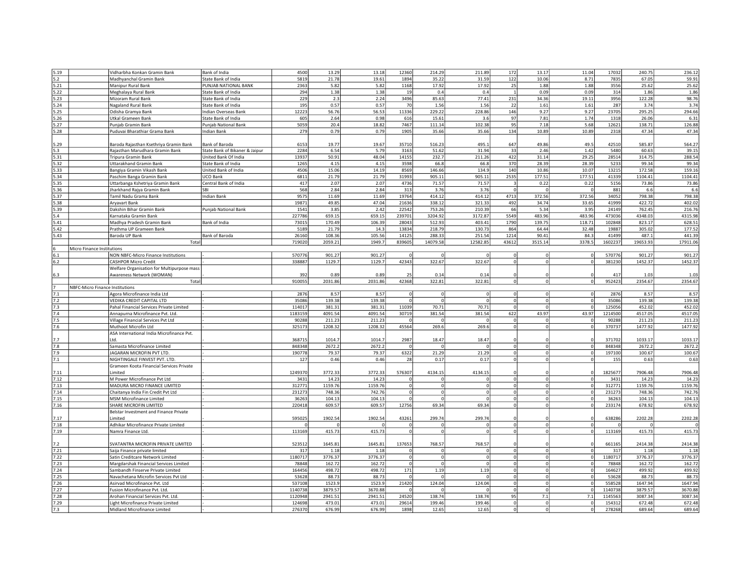| | | | | | | | | | | | | | | |
|---|---|---|---|---|---|---|---|---|---|---|---|---|---|---|
| 5.19 | | Vidharbha Konkan Gramin Bank | Bank of India | 4500 | 13.29 | 13.18 | 12360 | 214.29 | 211.89 | 172 | 13.17 | 11.04 | 17032 | 240.75 | 236.12 |
| 5.2 | | Madhyanchal Gramin Bank | State Bank of India | 5819 | 21.78 | 19.61 | 1894 | 35.22 | 31.59 | 122 | 10.06 | 8.71 | 7835 | 67.05 | 59.91 |
| 5.21 | | Manipur Rural Bank | PUNJAB NATIONAL BANK | 2363 | 5.82 | 5.82 | 1168 | 17.92 | 17.92 | 25 | 1.88 | 1.88 | 3556 | 25.62 | 25.62 |
| 5.22 | | Meghalaya Rural Bank | State Bank of India | 294 | 1.38 | 1.38 | 19 | 0.4 | 0.4 | 1 | 0.09 | 0.09 | 314 | 1.86 | 1.86 |
| 5.23 | | Mizoram Rural Bank | State Bank of India | 229 | 2.3 | 2.24 | 3496 | 85.63 | 77.41 | 231 | 34.36 | 19.11 | 3956 | 122.28 | 98.76 |
| 5.24 | | Nagaland Rural Bank | State Bank of India | 195 | 0.57 | 0.57 | 70 | 1.56 | 1.56 | 22 | 1.61 | 1.61 | 287 | 3.74 | 3.74 |
| 5.25 | | Odisha Gramya Bank | Indian Overseas Bank | 12223 | 56.76 | 56.53 | 11336 | 229.22 | 228.86 | 146 | 9.27 | 9.27 | 23705 | 295.25 | 294.66 |
| 5.26 | | Utkal Grameen Bank | State Bank of India | 605 | 2.64 | 0.98 | 616 | 15.61 | 3.6 | 97 | 7.81 | 1.74 | 1318 | 26.06 | 6.31 |
| 5.27 | | Punjab Gramin Bank | Punjab National Bank | 5059 | 20.4 | 18.82 | 7467 | 111.14 | 102.38 | 95 | 7.18 | 5.68 | 12621 | 138.71 | 126.88 |
| 5.28 | | Puduvai Bharathiar Grama Bank | Indian Bank | 279 | 0.79 | 0.79 | 1905 | 35.66 | 35.66 | 134 | 10.89 | 10.89 | 2318 | 47.34 | 47.34 |
| 5.29 | | Baroda Rajasthan Ksethriya Gramin Bank | Bank of Baroda | 6153 | 19.77 | 19.67 | 35710 | 516.23 | 495.1 | 647 | 49.86 | 49.5 | 42510 | 585.87 | 564.27 |
| 5.3 | | Rajasthan Marudhara Gramin Bank | State Bank of Bikaner & Jaipur | 2284 | 6.54 | 5.79 | 3163 | 51.62 | 31.94 | 33 | 2.46 | 1.42 | 5480 | 60.63 | 39.15 |
| 5.31 | | Tripura Gramin Bank | United Bank Of India | 13937 | 50.91 | 48.04 | 14155 | 232.7 | 211.26 | 422 | 31.14 | 29.25 | 28514 | 314.75 | 288.54 |
| 5.32 | | Uttarakhand Gramin Bank | State Bank of India | 1265 | 4.15 | 4.15 | 3598 | 66.8 | 66.8 | 370 | 28.39 | 28.39 | 5233 | 99.34 | 99.34 |
| 5.33 | | Bangiya Gramin Vikash Bank | United Bank of India | 4506 | 15.06 | 14.19 | 8569 | 146.66 | 134.9 | 140 | 10.86 | 10.07 | 13215 | 172.58 | 159.16 |
| 5.34 | | Paschim Banga Gramin Bank | UCO Bank | 6811 | 21.79 | 21.79 | 31993 | 905.11 | 905.11 | 2535 | 177.51 | 177.51 | 41339 | 1104.41 | 1104.41 |
| 5.35 | | Uttarbanga Kshetriya Gramin Bank | Central Bank of India | 417 | 2.07 | 2.07 | 4736 | 71.57 | 71.57 | 3 | 0.22 | 0.22 | 5156 | 73.86 | 73.86 |
| 5.36 | | Jharkhand Rajya Gramin Bank | SBI | 568 | 2.84 | 2.84 | 313 | 3.76 | 3.76 | 0 | 0 | 0 | 881 | 6.6 | 6.6 |
| 5.37 | | Tamil Nadu Grama Bank | Indian Bank | 9575 | 11.69 | 11.69 | 19764 | 414.12 | 414.12 | 4713 | 372.56 | 372.56 | 34052 | 798.38 | 798.38 |
| 5.38 | | Aryavart Bank | | 19871 | 49.85 | 47.04 | 21636 | 338.12 | 321.33 | 492 | 34.74 | 33.65 | 41999 | 422.72 | 402.02 |
| 5.39 | | Dakshin Bihar Gramin Bank | Punjab National Bank | 1541 | 3.85 | 2.42 | 22542 | 753.26 | 210.39 | 66 | 5.34 | 3.95 | 24149 | 762.45 | 216.76 |
| 5.4 | | Karnataka Gramin Bank | | 227786 | 659.15 | 659.15 | 239701 | 3204.92 | 3172.87 | 5549 | 483.96 | 483.96 | 473036 | 4348.03 | 4315.98 |
| 5.41 | | Madhya Pradesh Gramin Bank | Bank of India | 73015 | 170.49 | 106.39 | 28043 | 512.93 | 403.41 | 1790 | 139.75 | 118.71 | 102848 | 823.17 | 628.51 |
| 5.42 | | Prathma UP Grameen Bank | | 5189 | 21.79 | 14.3 | 13834 | 218.79 | 130.73 | 864 | 64.44 | 32.48 | 19887 | 305.02 | 177.52 |
| 5.43 | | Baroda UP Bank | Bank of Baroda | 26160 | 108.36 | 105.56 | 14125 | 288.33 | 251.54 | 1214 | 90.41 | 84.3 | 41499 | 487.1 | 441.39 |
| | | Total | | 719020 | 2059.21 | 1949.7 | 839605 | 14079.58 | 12582.85 | 43612 | 3515.14 | 3378.5 | 1602237 | 19653.93 | 17911.06 |
| 6 | Micro Finance Institutions | | | | | | | | | | | | | | |
| 6.1 | | NON NBFC-Micro Finance Institutions | - | 570776 | 901.27 | 901.27 | 0 | 0 | 0 | 0 | 0 | 0 | 570776 | 901.27 | 901.27 |
| 6.2 | | CASHPOR Micro Credit | - | 338887 | 1129.7 | 1129.7 | 42343 | 322.67 | 322.67 | 0 | 0 | 0 | 381230 | 1452.37 | 1452.37 |
| 6.3 | | Welfare Organisation for Multipurpose mass Awareness Network (WOMAN) | | 392 | 0.89 | 0.89 | 25 | 0.14 | 0.14 | 0 | 0 | 0 | 417 | 1.03 | 1.03 |
| | | Total | | 910055 | 2031.86 | 2031.86 | 42368 | 322.81 | 322.81 | 0 | 0 | 0 | 952423 | 2354.67 | 2354.67 |
| 7 | NBFC-Micro Finance Institutions | | | | | | | | | | | | | | |
| 7.1 | | Agora Microfinance India Ltd | - | 2876 | 8.57 | 8.57 | 0 | 0 | 0 | 0 | 0 | 0 | 2876 | 8.57 | 8.57 |
| 7.2 | | VEDIKA CREDIT CAPITAL LTD | - | 35086 | 139.38 | 139.38 | 0 | 0 | 0 | 0 | 0 | 0 | 35086 | 139.38 | 139.38 |
| 7.3 | | Pahal Financial Services Private Limited | - | 114017 | 381.31 | 381.31 | 11039 | 70.71 | 70.71 | 0 | 0 | 0 | 125056 | 452.02 | 452.02 |
| 7.4 | | Annapurna Microfinance Pvt. Ltd. | - | 1183159 | 4091.54 | 4091.54 | 30719 | 381.54 | 381.54 | 622 | 43.97 | 43.97 | 1214500 | 4517.05 | 4517.05 |
| 7.5 | | Village Financial Services Pvt Ltd | - | 90288 | 211.23 | 211.23 | 0 | 0 | 0 | 0 | 0 | 0 | 90288 | 211.23 | 211.23 |
| 7.6 | | Muthoot Microfin Ltd | - | 325173 | 1208.32 | 1208.32 | 45564 | 269.6 | 269.6 | 0 | 0 | 0 | 370737 | 1477.92 | 1477.92 |
| 7.7 | | ASA International India Microfinance Pvt. Ltd. | - | 368715 | 1014.7 | 1014.7 | 2987 | 18.47 | 18.47 | 0 | 0 | 0 | 371702 | 1033.17 | 1033.17 |
| 7.8 | | Samasta Microfinance Limited | - | 848348 | 2672.2 | 2672.2 | 0 | 0 | 0 | 0 | 0 | 0 | 848348 | 2672.2 | 2672.2 |
| 7.9 | | JAGARAN MICROFIN PVT LTD. | - | 190778 | 79.37 | 79.37 | 6322 | 21.29 | 21.29 | 0 | 0 | 0 | 197100 | 100.67 | 100.67 |
| 7.1 | | NIGHTINGALE FINVEST PVT. LTD. | - | 127 | 0.46 | 0.46 | 28 | 0.17 | 0.17 | 0 | 0 | 0 | 155 | 0.63 | 0.63 |
| 7.11 | | Grameen Koota Financial Services Private Limited | - | 1249370 | 3772.33 | 3772.33 | 576307 | 4134.15 | 4134.15 | 0 | 0 | 0 | 1825677 | 7906.48 | 7906.48 |
| 7.12 | | M Power Microfinance Pvt Ltd | - | 3431 | 14.23 | 14.23 | 0 | 0 | 0 | 0 | 0 | 0 | 3431 | 14.23 | 14.23 |
| 7.13 | | MADURA MICRO FINANCE LIMITED | - | 312771 | 1159.76 | 1159.76 | 0 | 0 | 0 | 0 | 0 | 0 | 312771 | 1159.76 | 1159.76 |
| 7.14 | | Chaitanya India Fin Credit Pvt Ltd | - | 231273 | 748.36 | 742.76 | 0 | 0 | 0 | 0 | 0 | 0 | 231273 | 748.36 | 742.76 |
| 7.15 | | MSM Microfinance Limited | - | 36263 | 104.13 | 104.13 | 0 | 0 | 0 | 0 | 0 | 0 | 36263 | 104.13 | 104.13 |
| 7.16 | | SHARE MICROFIN LIMITED | - | 220418 | 609.57 | 609.57 | 12756 | 69.34 | 69.34 | 0 | 0 | 0 | 233174 | 678.92 | 678.92 |
| 7.17 | | Belstar Investment and Finance Private Limited | - | 595025 | 1902.54 | 1902.54 | 43261 | 299.74 | 299.74 | 0 | 0 | 0 | 638286 | 2202.28 | 2202.28 |
| 7.18 | | Adhikar Microfinance Private Limited | - | 0 | 0 | 0 | 0 | 0 | 0 | 0 | 0 | 0 | 0 | 0 | 0 |
| 7.19 | | Namra Finance Ltd. | - | 113169 | 415.73 | 415.73 | 0 | 0 | 0 | 0 | 0 | 0 | 113169 | 415.73 | 415.73 |
| 7.2 | | SVATANTRA MICROFIN PRIVATE LIMITED | - | 523512 | 1645.81 | 1645.81 | 137653 | 768.57 | 768.57 | 0 | 0 | 0 | 661165 | 2414.38 | 2414.38 |
| 7.21 | | Saija Finance private limited | - | 317 | 1.18 | 1.18 | 0 | 0 | 0 | 0 | 0 | 0 | 317 | 1.18 | 1.18 |
| 7.22 | | Satin Creditcare Network Limited | - | 1180717 | 3776.37 | 3776.37 | 0 | 0 | 0 | 0 | 0 | 0 | 1180717 | 3776.37 | 3776.37 |
| 7.23 | | Margdarshak Financial Services Limited | - | 78848 | 162.72 | 162.72 | 0 | 0 | 0 | 0 | 0 | 0 | 78848 | 162.72 | 162.72 |
| 7.24 | | Sambandh Finserve Private Limited | - | 164456 | 498.72 | 498.72 | 171 | 1.19 | 1.19 | 0 | 0 | 0 | 164627 | 499.92 | 499.92 |
| 7.25 | | Navachetana Microfin Services Pvt Ltd | - | 53628 | 88.73 | 88.73 | 0 | 0 | 0 | 0 | 0 | 0 | 53628 | 88.73 | 88.73 |
| 7.26 | | Asirvad Microfinance Pvt. Ltd | - | 537108 | 1523.9 | 1523.9 | 21420 | 124.04 | 124.04 | 0 | 0 | 0 | 558528 | 1647.94 | 1647.94 |
| 7.27 | | Fusion Microfinance Pvt. Ltd. | - | 1140738 | 3879.57 | 3670.88 | 0 | 0 | 0 | 0 | 0 | 0 | 1140738 | 3879.57 | 3670.88 |
| 7.28 | | Arohan Financial Services Pvt. Ltd. | - | 1120948 | 2941.51 | 2941.51 | 24520 | 138.74 | 138.74 | 95 | 7.1 | 7.1 | 1145563 | 3087.34 | 3087.34 |
| 7.29 | | Light Microfinance Private Limited | - | 124698 | 473.01 | 473.01 | 29614 | 199.46 | 199.46 | 0 | 0 | 0 | 154312 | 672.48 | 672.48 |
| 7.3 | | Midland Microfinance Limited | - | 276370 | 676.99 | 676.99 | 1898 | 12.65 | 12.65 | 0 | 0 | 0 | 278268 | 689.64 | 689.64 |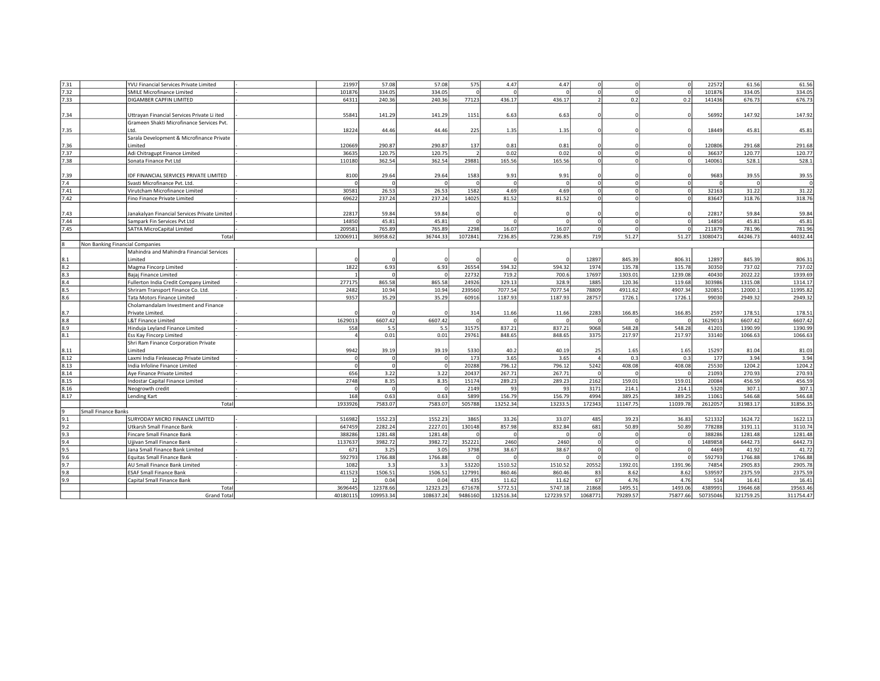| | | | | | | | | | | | | | | | |
|---|---|---|---|---|---|---|---|---|---|---|---|---|---|---|---|
| 7.31 | | YVU Financial Services Private Limited | - | 21997 | 57.08 | 57.08 | 575 | 4.47 | 4.47 | 0 | 0 | 0 | 22572 | 61.56 | 61.56 |
| 7.32 | | SMILE Microfinance Limited | - | 101876 | 334.05 | 334.05 | 0 | 0 | 0 | 0 | 0 | 0 | 101876 | 334.05 | 334.05 |
| 7.33 | | DIGAMBER CAPFIN LIMITED | - | 64311 | 240.36 | 240.36 | 77123 | 436.17 | 436.17 | 2 | 0.2 | 0.2 | 141436 | 676.73 | 676.73 |
| 7.34 | | Uttrayan Financial Services Private Li ited | - | 55841 | 141.29 | 141.29 | 1151 | 6.63 | 6.63 | 0 | 0 | 0 | 56992 | 147.92 | 147.92 |
| 7.35 | | Grameen Shakti Microfinance Services Pvt. Ltd. | - | 18224 | 44.46 | 44.46 | 225 | 1.35 | 1.35 | 0 | 0 | 0 | 18449 | 45.81 | 45.81 |
| 7.36 | | Sarala Development & Microfinance Private Limited | - | 120669 | 290.87 | 290.87 | 137 | 0.81 | 0.81 | 0 | 0 | 0 | 120806 | 291.68 | 291.68 |
| 7.37 | | Adi Chitragupt Finance Limited | - | 36635 | 120.75 | 120.75 | 2 | 0.02 | 0.02 | 0 | 0 | 0 | 36637 | 120.77 | 120.77 |
| 7.38 | | Sonata Finance Pvt Ltd | - | 110180 | 362.54 | 362.54 | 29881 | 165.56 | 165.56 | 0 | 0 | 0 | 140061 | 528.1 | 528.1 |
| 7.39 | | IDF FINANCIAL SERVICES PRIVATE LIMITED | - | 8100 | 29.64 | 29.64 | 1583 | 9.91 | 9.91 | 0 | 0 | 0 | 9683 | 39.55 | 39.55 |
| 7.4 | | Svasti Microfinance Pvt. Ltd. | - | 0 | 0 | 0 | 0 | 0 | 0 | 0 | 0 | 0 | 0 | 0 | 0 |
| 7.41 | | Virutcham Microfinance Limited | - | 30581 | 26.53 | 26.53 | 1582 | 4.69 | 4.69 | 0 | 0 | 0 | 32163 | 31.22 | 31.22 |
| 7.42 | | Fino Finance Private Limited | - | 69622 | 237.24 | 237.24 | 14025 | 81.52 | 81.52 | 0 | 0 | 0 | 83647 | 318.76 | 318.76 |
| 7.43 | | Janakalyan Financial Services Private Limited | - | 22817 | 59.84 | 59.84 | 0 | 0 | 0 | 0 | 0 | 0 | 22817 | 59.84 | 59.84 |
| 7.44 | | Sampark Fin Services Pvt Ltd | - | 14850 | 45.81 | 45.81 | 0 | 0 | 0 | 0 | 0 | 0 | 14850 | 45.81 | 45.81 |
| 7.45 | | SATYA MicroCapital Limited | - | 209581 | 765.89 | 765.89 | 2298 | 16.07 | 16.07 | 0 | 0 | 0 | 211879 | 781.96 | 781.96 |
| | | Total | | 12006911 | 36958.62 | 36744.33 | 1072841 | 7236.85 | 7236.85 | 719 | 51.27 | 51.27 | 13080471 | 44246.73 | 44032.44 |
| 8 | Non Banking Financial Companies | | | | | | | | | | | | | | |
| 8.1 | | Mahindra and Mahindra Financial Services Limited | - | 0 | 0 | 0 | 0 | 0 | 0 | 12897 | 845.39 | 806.31 | 12897 | 845.39 | 806.31 |
| 8.2 | | Magma Fincorp Limited | - | 1822 | 6.93 | 6.93 | 26554 | 594.32 | 594.32 | 1974 | 135.78 | 135.78 | 30350 | 737.02 | 737.02 |
| 8.3 | | Bajaj Finance Limited | - | 1 | 0 | 0 | 22732 | 719.2 | 700.6 | 17697 | 1303.01 | 1239.08 | 40430 | 2022.22 | 1939.69 |
| 8.4 | | Fullerton India Credit Company Limited | - | 277175 | 865.58 | 865.58 | 24926 | 329.13 | 328.9 | 1885 | 120.36 | 119.68 | 303986 | 1315.08 | 1314.17 |
| 8.5 | | Shriram Transport Finance Co. Ltd. | - | 2482 | 10.94 | 10.94 | 239560 | 7077.54 | 7077.54 | 78809 | 4911.62 | 4907.34 | 320851 | 12000.1 | 11995.82 |
| 8.6 | | Tata Motors Finance Limited | - | 9357 | 35.29 | 35.29 | 60916 | 1187.93 | 1187.93 | 28757 | 1726.1 | 1726.1 | 99030 | 2949.32 | 2949.32 |
| 8.7 | | Cholamandalam Investment and Finance Private Limited. | - | 0 | 0 | 0 | 314 | 11.66 | 11.66 | 2283 | 166.85 | 166.85 | 2597 | 178.51 | 178.51 |
| 8.8 | | L&T Finance Limited | - | 1629013 | 6607.42 | 6607.42 | 0 | 0 | 0 | 0 | 0 | 0 | 1629013 | 6607.42 | 6607.42 |
| 8.9 | | Hinduja Leyland Finance Limited | - | 558 | 5.5 | 5.5 | 31575 | 837.21 | 837.21 | 9068 | 548.28 | 548.28 | 41201 | 1390.99 | 1390.99 |
| 8.1 | | Ess Kay Fincorp Limited | - | 4 | 0.01 | 0.01 | 29761 | 848.65 | 848.65 | 3375 | 217.97 | 217.97 | 33140 | 1066.63 | 1066.63 |
| 8.11 | | Shri Ram Finance Corporation Private Limited | - | 9942 | 39.19 | 39.19 | 5330 | 40.2 | 40.19 | 25 | 1.65 | 1.65 | 15297 | 81.04 | 81.03 |
| 8.12 | | Laxmi India Finleasecap Private Limited | - | 0 | 0 | 0 | 173 | 3.65 | 3.65 | 4 | 0.3 | 0.3 | 177 | 3.94 | 3.94 |
| 8.13 | | India Infoline Finance Limited | - | 0 | 0 | 0 | 20288 | 796.12 | 796.12 | 5242 | 408.08 | 408.08 | 25530 | 1204.2 | 1204.2 |
| 8.14 | | Aye Finance Private Limited | - | 656 | 3.22 | 3.22 | 20437 | 267.71 | 267.71 | 0 | 0 | 0 | 21093 | 270.93 | 270.93 |
| 8.15 | | Indostar Capital Finance Limited | - | 2748 | 8.35 | 8.35 | 15174 | 289.23 | 289.23 | 2162 | 159.01 | 159.01 | 20084 | 456.59 | 456.59 |
| 8.16 | | Neogrowth credit | - | 0 | 0 | 0 | 2149 | 93 | 93 | 3171 | 214.1 | 214.1 | 5320 | 307.1 | 307.1 |
| 8.17 | | Lending Kart | - | 168 | 0.63 | 0.63 | 5899 | 156.79 | 156.79 | 4994 | 389.25 | 389.25 | 11061 | 546.68 | 546.68 |
| | | Total | | 1933926 | 7583.07 | 7583.07 | 505788 | 13252.34 | 13233.5 | 172343 | 11147.75 | 11039.78 | 2612057 | 31983.17 | 31856.35 |
| 9 | Small Finance Banks | | | | | | | | | | | | | | |
| 9.1 | | SURYODAY MICRO FINANCE LIMITED | - | 516982 | 1552.23 | 1552.23 | 3865 | 33.26 | 33.07 | 485 | 39.23 | 36.83 | 521332 | 1624.72 | 1622.13 |
| 9.2 | | Utkarsh Small Finance Bank | - | 647459 | 2282.24 | 2227.01 | 130148 | 857.98 | 832.84 | 681 | 50.89 | 50.89 | 778288 | 3191.11 | 3110.74 |
| 9.3 | | Fincare Small Finance Bank | - | 388286 | 1281.48 | 1281.48 | 0 | 0 | 0 | 0 | 0 | 0 | 388286 | 1281.48 | 1281.48 |
| 9.4 | | Ujjivan Small Finance Bank | - | 1137637 | 3982.72 | 3982.72 | 352221 | 2460 | 2460 | 0 | 0 | 0 | 1489858 | 6442.73 | 6442.73 |
| 9.5 | | Jana Small Finance Bank Limited | - | 671 | 3.25 | 3.05 | 3798 | 38.67 | 38.67 | 0 | 0 | 0 | 4469 | 41.92 | 41.72 |
| 9.6 | | Equitas Small Finance Bank | - | 592793 | 1766.88 | 1766.88 | 0 | 0 | 0 | 0 | 0 | 0 | 592793 | 1766.88 | 1766.88 |
| 9.7 | | AU Small Finance Bank Limited | - | 1082 | 3.3 | 3.3 | 53220 | 1510.52 | 1510.52 | 20552 | 1392.01 | 1391.96 | 74854 | 2905.83 | 2905.78 |
| 9.8 | | ESAF Small Finance Bank | - | 411523 | 1506.51 | 1506.51 | 127991 | 860.46 | 860.46 | 83 | 8.62 | 8.62 | 539597 | 2375.59 | 2375.59 |
| 9.9 | | Capital Small Finance Bank | - | 12 | 0.04 | 0.04 | 435 | 11.62 | 11.62 | 67 | 4.76 | 4.76 | 514 | 16.41 | 16.41 |
| | | Total | | 3696445 | 12378.66 | 12323.23 | 671678 | 5772.51 | 5747.18 | 21868 | 1495.51 | 1493.06 | 4389991 | 19646.68 | 19563.46 |
| | | Grand Total | | 40180115 | 109953.34 | 108637.24 | 9486160 | 132516.34 | 127239.57 | 1068771 | 79289.57 | 75877.66 | 50735046 | 321759.25 | 311754.47 |